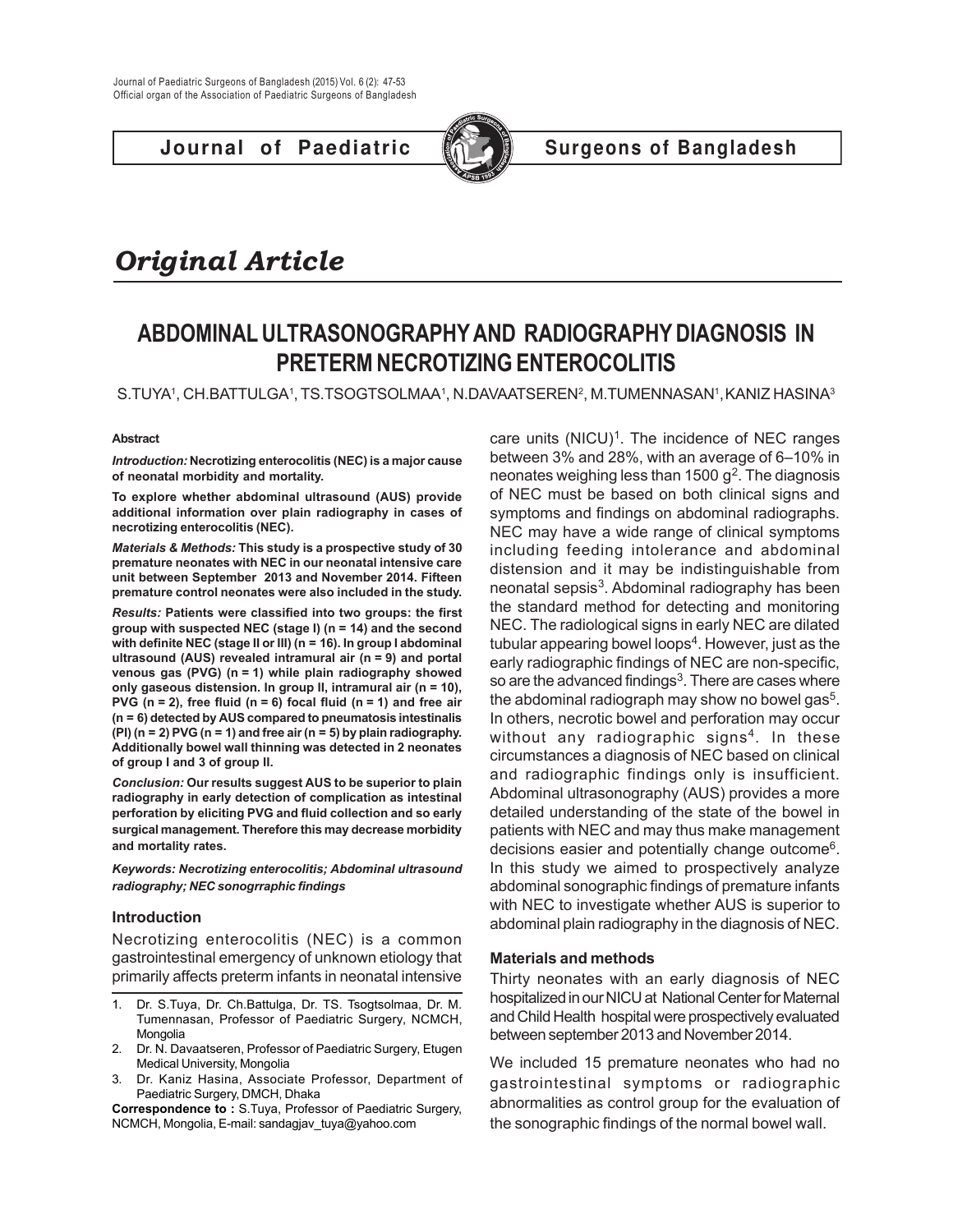# Original Article

## ABDOMINAL ULTRASONOGRAPHY AND RADIOGRAPHY DIAGNOSIS IN PRETERM NECROTIZING ENTEROCOLITIS

S.TUYA[1], CH.BATTULGA[1], TS.TSOGTSOLMAA[1], N.DAVAATSEREN[2], M.TUMENNASAN[1], KANIZ HASINA[3]

#### Abstract

***Introduction:*** **Necrotizing enterocolitis (NEC) is a major cause of neonatal morbidity and mortality.**

**To explore whether abdominal ultrasound (AUS) provide additional information over plain radiography in cases of necrotizing enterocolitis (NEC).**

***Materials & Methods:*** **This study is a prospective study of 30 premature neonates with NEC in our neonatal intensive care unit between September 2013 and November 2014. Fifteen premature control neonates were also included in the study.**

***Results:*** **Patients were classified into two groups: the first group with suspected NEC (stage I) (n = 14) and the second with definite NEC (stage II or III) (n = 16). In group I abdominal ultrasound (AUS) revealed intramural air (n = 9) and portal venous gas (PVG) (n = 1) while plain radiography showed only gaseous distension. In group II, intramural air (n = 10), PVG (n = 2), free fluid (n = 6) focal fluid (n = 1) and free air (n = 6) detected by AUS compared to pneumatosis intestinalis (PI) (n = 2) PVG (n = 1) and free air (n = 5) by plain radiography. Additionally bowel wall thinning was detected in 2 neonates of group I and 3 of group II.**

***Conclusion:*** **Our results suggest AUS to be superior to plain radiography in early detection of complication as intestinal perforation by eliciting PVG and fluid collection and so early surgical management. Therefore this may decrease morbidity and mortality rates.**

***Keywords: Necrotizing enterocolitis; Abdominal ultrasound radiography; NEC sonogrraphic findings***

### Introduction

Necrotizing enterocolitis (NEC) is a common gastrointestinal emergency of unknown etiology that primarily affects preterm infants in neonatal intensive care units (NICU)[1]. The incidence of NEC ranges between 3% and 28%, with an average of 6–10% in neonates weighing less than 1500 g[2]. The diagnosis of NEC must be based on both clinical signs and symptoms and findings on abdominal radiographs. NEC may have a wide range of clinical symptoms including feeding intolerance and abdominal distension and it may be indistinguishable from neonatal sepsis[3]. Abdominal radiography has been the standard method for detecting and monitoring NEC. The radiological signs in early NEC are dilated tubular appearing bowel loops[4]. However, just as the early radiographic findings of NEC are non-specific, so are the advanced findings[3]. There are cases where the abdominal radiograph may show no bowel gas[5]. In others, necrotic bowel and perforation may occur without any radiographic signs[4]. In these circumstances a diagnosis of NEC based on clinical and radiographic findings only is insufficient. Abdominal ultrasonography (AUS) provides a more detailed understanding of the state of the bowel in patients with NEC and may thus make management decisions easier and potentially change outcome[6]. In this study we aimed to prospectively analyze abdominal sonographic findings of premature infants with NEC to investigate whether AUS is superior to abdominal plain radiography in the diagnosis of NEC.

### Materials and methods

Thirty neonates with an early diagnosis of NEC hospitalized in our NICU at National Center for Maternal and Child Health hospital were prospectively evaluated between september 2013 and November 2014.

We included 15 premature neonates who had no gastrointestinal symptoms or radiographic abnormalities as control group for the evaluation of the sonographic findings of the normal bowel wall.

---

1. Dr. S.Tuya, Dr. Ch.Battulga, Dr. TS. Tsogtsolmaa, Dr. M. Tumennasan, Professor of Paediatric Surgery, NCMCH, Mongolia
2. Dr. N. Davaatseren, Professor of Paediatric Surgery, Etugen Medical University, Mongolia
3. Dr. Kaniz Hasina, Associate Professor, Department of Paediatric Surgery, DMCH, Dhaka

**Correspondence to :** S.Tuya, Professor of Paediatric Surgery, NCMCH, Mongolia, E-mail: sandagjav_tuya@yahoo.com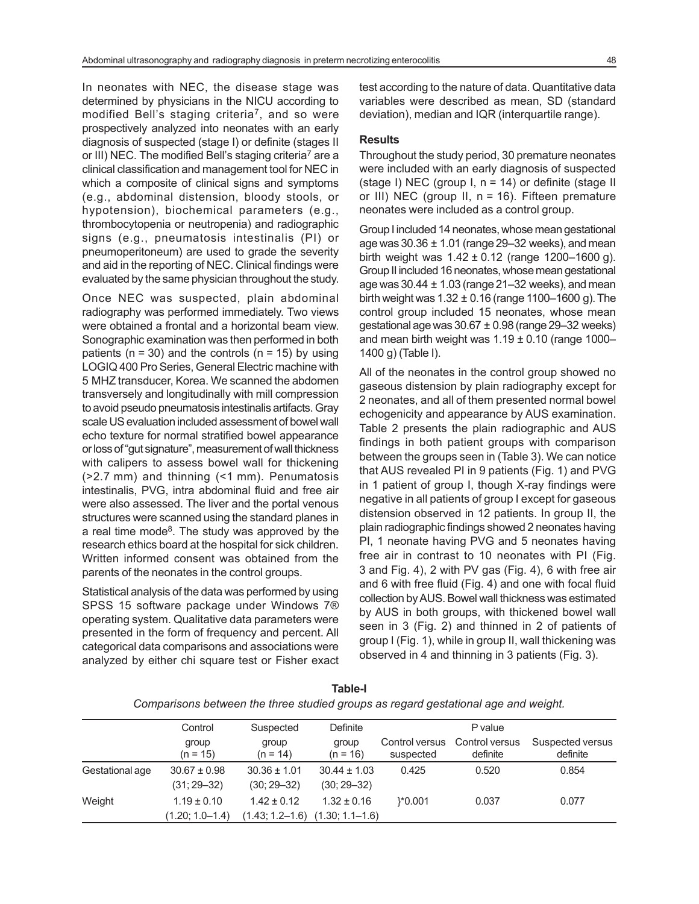In neonates with NEC, the disease stage was determined by physicians in the NICU according to modified Bell's staging criteria[7], and so were prospectively analyzed into neonates with an early diagnosis of suspected (stage I) or definite (stages II or III) NEC. The modified Bell's staging criteria[7] are a clinical classification and management tool for NEC in which a composite of clinical signs and symptoms (e.g., abdominal distension, bloody stools, or hypotension), biochemical parameters (e.g., thrombocytopenia or neutropenia) and radiographic signs (e.g., pneumatosis intestinalis (PI) or pneumoperitoneum) are used to grade the severity and aid in the reporting of NEC. Clinical findings were evaluated by the same physician throughout the study.

Once NEC was suspected, plain abdominal radiography was performed immediately. Two views were obtained a frontal and a horizontal beam view. Sonographic examination was then performed in both patients (n = 30) and the controls (n = 15) by using LOGIQ 400 Pro Series, General Electric machine with 5 MHZ transducer, Korea. We scanned the abdomen transversely and longitudinally with mill compression to avoid pseudo pneumatosis intestinalis artifacts. Gray scale US evaluation included assessment of bowel wall echo texture for normal stratified bowel appearance or loss of "gut signature", measurement of wall thickness with calipers to assess bowel wall for thickening (>2.7 mm) and thinning (<1 mm). Penumatosis intestinalis, PVG, intra abdominal fluid and free air were also assessed. The liver and the portal venous structures were scanned using the standard planes in a real time mode[8]. The study was approved by the research ethics board at the hospital for sick children. Written informed consent was obtained from the parents of the neonates in the control groups.

Statistical analysis of the data was performed by using SPSS 15 software package under Windows 7® operating system. Qualitative data parameters were presented in the form of frequency and percent. All categorical data comparisons and associations were analyzed by either chi square test or Fisher exact test according to the nature of data. Quantitative data variables were described as mean, SD (standard deviation), median and IQR (interquartile range).

## Results

Throughout the study period, 30 premature neonates were included with an early diagnosis of suspected (stage I) NEC (group I, n = 14) or definite (stage II or III) NEC (group II, n = 16). Fifteen premature neonates were included as a control group.

Group I included 14 neonates, whose mean gestational age was 30.36 ± 1.01 (range 29–32 weeks), and mean birth weight was 1.42 ± 0.12 (range 1200–1600 g). Group II included 16 neonates, whose mean gestational age was 30.44 ± 1.03 (range 21–32 weeks), and mean birth weight was 1.32 ± 0.16 (range 1100–1600 g). The control group included 15 neonates, whose mean gestational age was 30.67 ± 0.98 (range 29–32 weeks) and mean birth weight was 1.19 ± 0.10 (range 1000–1400 g) (Table I).

All of the neonates in the control group showed no gaseous distension by plain radiography except for 2 neonates, and all of them presented normal bowel echogenicity and appearance by AUS examination. Table 2 presents the plain radiographic and AUS findings in both patient groups with comparison between the groups seen in (Table 3). We can notice that AUS revealed PI in 9 patients (Fig. 1) and PVG in 1 patient of group I, though X-ray findings were negative in all patients of group I except for gaseous distension observed in 12 patients. In group II, the plain radiographic findings showed 2 neonates having PI, 1 neonate having PVG and 5 neonates having free air in contrast to 10 neonates with PI (Fig. 3 and Fig. 4), 2 with PV gas (Fig. 4), 6 with free air and 6 with free fluid (Fig. 4) and one with focal fluid collection by AUS. Bowel wall thickness was estimated by AUS in both groups, with thickened bowel wall seen in 3 (Fig. 2) and thinned in 2 of patients of group I (Fig. 1), while in group II, wall thickening was observed in 4 and thinning in 3 patients (Fig. 3).

**Table-I**

*Comparisons between the three studied groups as regard gestational age and weight.*

| | Control group (n = 15) | Suspected group (n = 14) | Definite group (n = 16) | P value | | |
|---|---|---|---|---|---|---|
| | | | | Control versus suspected | Control versus definite | Suspected versus definite |
| Gestational age | 30.67 ± 0.98 (31; 29–32) | 30.36 ± 1.01 (30; 29–32) | 30.44 ± 1.03 (30; 29–32) | 0.425 | 0.520 | 0.854 |
| Weight | 1.19 ± 0.10 (1.20; 1.0–1.4) | 1.42 ± 0.12 (1.43; 1.2–1.6) | 1.32 ± 0.16 (1.30; 1.1–1.6) | }*0.001 | 0.037 | 0.077 |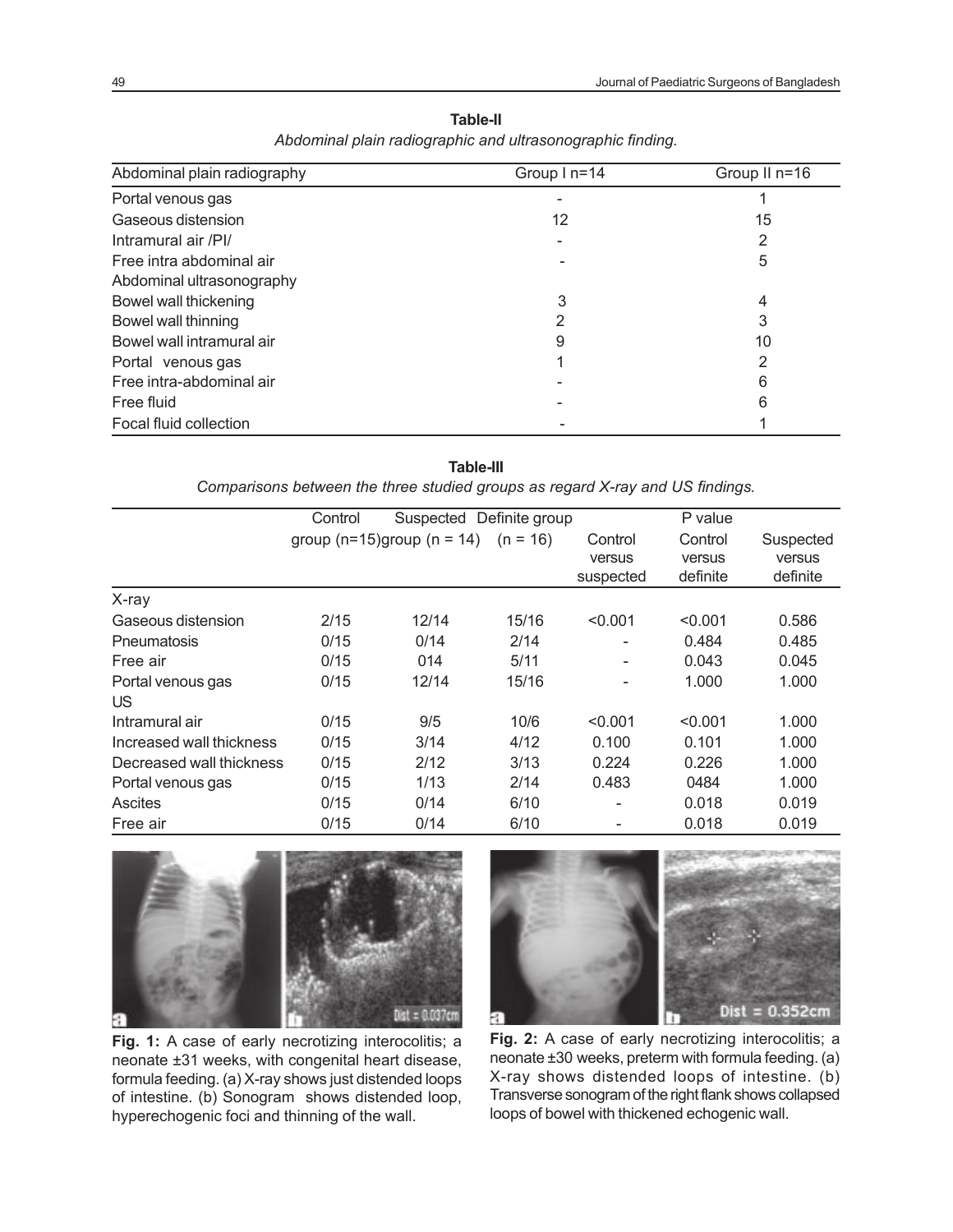**Table-II**

*Abdominal plain radiographic and ultrasonographic finding.*

| Abdominal plain radiography | Group I n=14 | Group II n=16 |
|---|---|---|
| Portal venous gas | - | 1 |
| Gaseous distension | 12 | 15 |
| Intramural air /PI/ | - | 2 |
| Free intra abdominal air | - | 5 |
| Abdominal ultrasonography | | |
| Bowel wall thickening | 3 | 4 |
| Bowel wall thinning | 2 | 3 |
| Bowel wall intramural air | 9 | 10 |
| Portal venous gas | 1 | 2 |
| Free intra-abdominal air | - | 6 |
| Free fluid | - | 6 |
| Focal fluid collection | - | 1 |

**Table-III**

*Comparisons between the three studied groups as regard X-ray and US findings.*

| | Control group (n=15) | Suspected group (n = 14) | Definite group (n = 16) | P value Control versus suspected | Control versus definite | Suspected versus definite |
|---|---|---|---|---|---|---|
| X-ray | | | | | | |
| Gaseous distension | 2/15 | 12/14 | 15/16 | <0.001 | <0.001 | 0.586 |
| Pneumatosis | 0/15 | 0/14 | 2/14 | - | 0.484 | 0.485 |
| Free air | 0/15 | 014 | 5/11 | - | 0.043 | 0.045 |
| Portal venous gas | 0/15 | 12/14 | 15/16 | - | 1.000 | 1.000 |
| US | | | | | | |
| Intramural air | 0/15 | 9/5 | 10/6 | <0.001 | <0.001 | 1.000 |
| Increased wall thickness | 0/15 | 3/14 | 4/12 | 0.100 | 0.101 | 1.000 |
| Decreased wall thickness | 0/15 | 2/12 | 3/13 | 0.224 | 0.226 | 1.000 |
| Portal venous gas | 0/15 | 1/13 | 2/14 | 0.483 | 0484 | 1.000 |
| Ascites | 0/15 | 0/14 | 6/10 | - | 0.018 | 0.019 |
| Free air | 0/15 | 0/14 | 6/10 | - | 0.018 | 0.019 |

**Fig. 1:** A case of early necrotizing interocolitis; a neonate ±31 weeks, with congenital heart disease, formula feeding. (a) X-ray shows just distended loops of intestine. (b) Sonogram shows distended loop, hyperechogenic foci and thinning of the wall.

**Fig. 2:** A case of early necrotizing interocolitis; a neonate ±30 weeks, preterm with formula feeding. (a) X-ray shows distended loops of intestine. (b) Transverse sonogram of the right flank shows collapsed loops of bowel with thickened echogenic wall.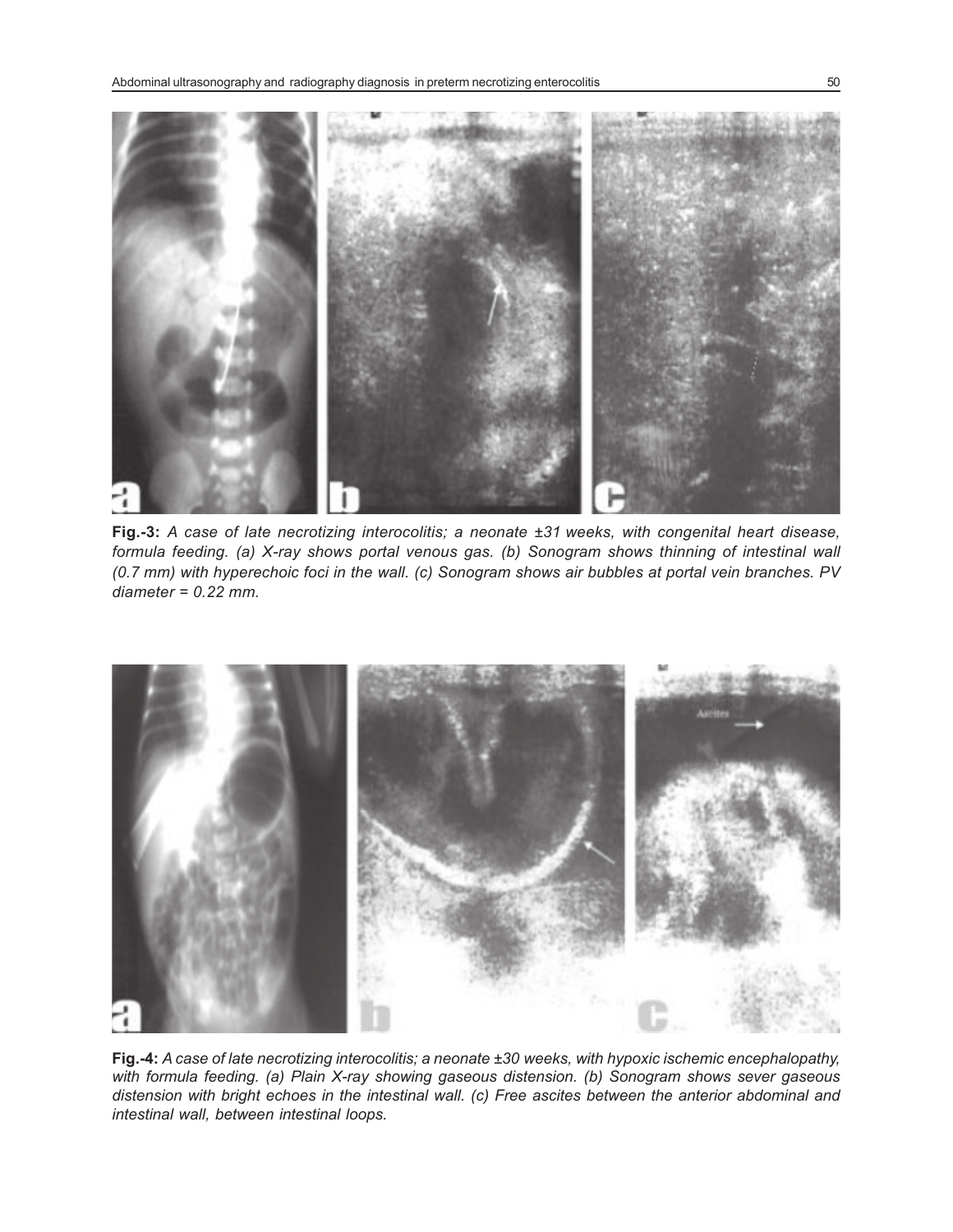**Fig.-3:** *A case of late necrotizing interocolitis; a neonate ±31 weeks, with congenital heart disease, formula feeding. (a) X-ray shows portal venous gas. (b) Sonogram shows thinning of intestinal wall (0.7 mm) with hyperechoic foci in the wall. (c) Sonogram shows air bubbles at portal vein branches. PV diameter = 0.22 mm.*

**Fig.-4:** *A case of late necrotizing interocolitis; a neonate ±30 weeks, with hypoxic ischemic encephalopathy, with formula feeding. (a) Plain X-ray showing gaseous distension. (b) Sonogram shows sever gaseous distension with bright echoes in the intestinal wall. (c) Free ascites between the anterior abdominal and intestinal wall, between intestinal loops.*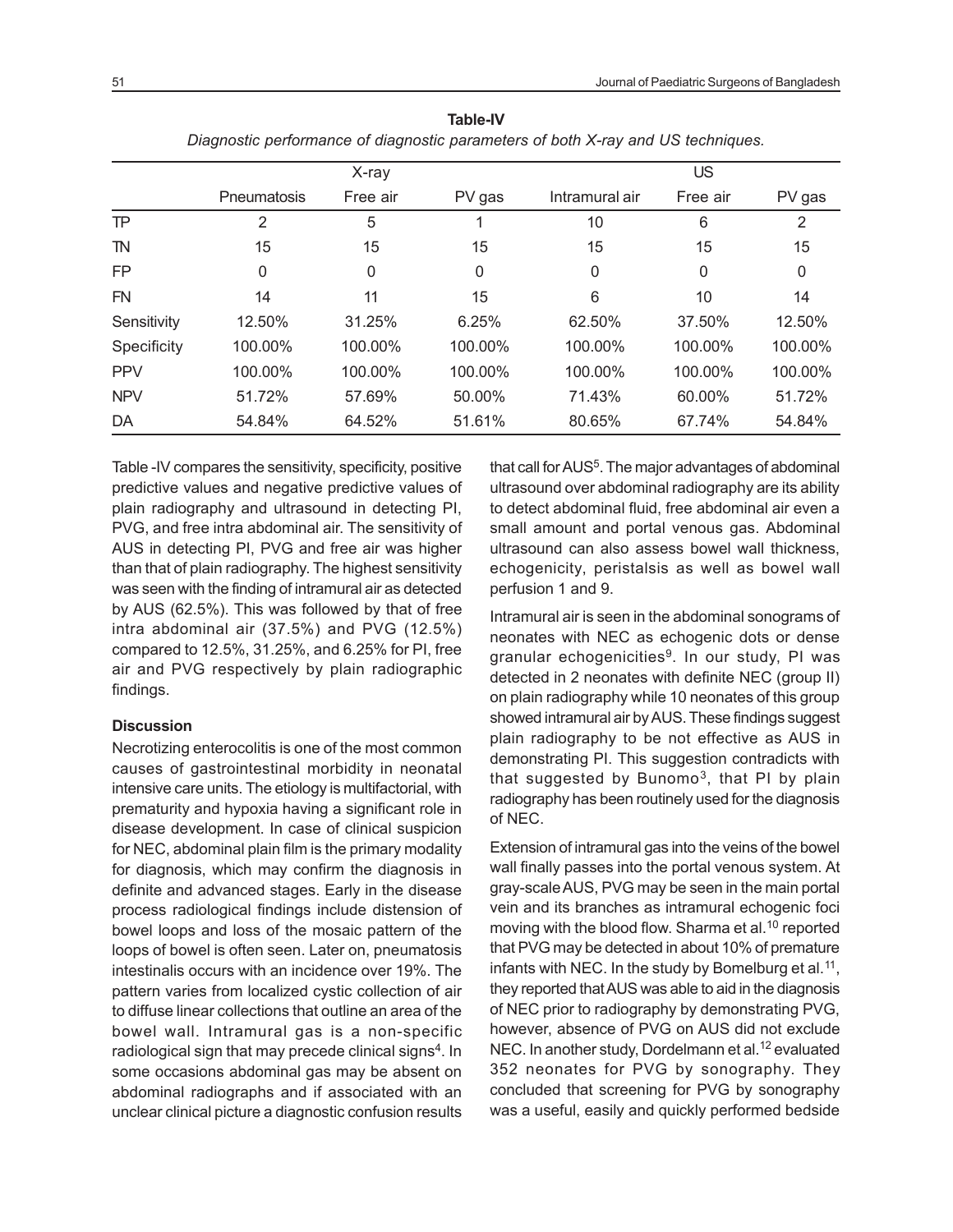**Table-IV**

*Diagnostic performance of diagnostic parameters of both X-ray and US techniques.*

| | X-ray | | | US | | |
|---|---|---|---|---|---|---|
| | Pneumatosis | Free air | PV gas | Intramural air | Free air | PV gas |
| TP | 2 | 5 | 1 | 10 | 6 | 2 |
| TN | 15 | 15 | 15 | 15 | 15 | 15 |
| FP | 0 | 0 | 0 | 0 | 0 | 0 |
| FN | 14 | 11 | 15 | 6 | 10 | 14 |
| Sensitivity | 12.50% | 31.25% | 6.25% | 62.50% | 37.50% | 12.50% |
| Specificity | 100.00% | 100.00% | 100.00% | 100.00% | 100.00% | 100.00% |
| PPV | 100.00% | 100.00% | 100.00% | 100.00% | 100.00% | 100.00% |
| NPV | 51.72% | 57.69% | 50.00% | 71.43% | 60.00% | 51.72% |
| DA | 54.84% | 64.52% | 51.61% | 80.65% | 67.74% | 54.84% |

Table -IV compares the sensitivity, specificity, positive predictive values and negative predictive values of plain radiography and ultrasound in detecting PI, PVG, and free intra abdominal air. The sensitivity of AUS in detecting PI, PVG and free air was higher than that of plain radiography. The highest sensitivity was seen with the finding of intramural air as detected by AUS (62.5%). This was followed by that of free intra abdominal air (37.5%) and PVG (12.5%) compared to 12.5%, 31.25%, and 6.25% for PI, free air and PVG respectively by plain radiographic findings.

### Discussion

Necrotizing enterocolitis is one of the most common causes of gastrointestinal morbidity in neonatal intensive care units. The etiology is multifactorial, with prematurity and hypoxia having a significant role in disease development. In case of clinical suspicion for NEC, abdominal plain film is the primary modality for diagnosis, which may confirm the diagnosis in definite and advanced stages. Early in the disease process radiological findings include distension of bowel loops and loss of the mosaic pattern of the loops of bowel is often seen. Later on, pneumatosis intestinalis occurs with an incidence over 19%. The pattern varies from localized cystic collection of air to diffuse linear collections that outline an area of the bowel wall. Intramural gas is a non-specific radiological sign that may precede clinical signs[4]. In some occasions abdominal gas may be absent on abdominal radiographs and if associated with an unclear clinical picture a diagnostic confusion results that call for AUS[5]. The major advantages of abdominal ultrasound over abdominal radiography are its ability to detect abdominal fluid, free abdominal air even a small amount and portal venous gas. Abdominal ultrasound can also assess bowel wall thickness, echogenicity, peristalsis as well as bowel wall perfusion 1 and 9.

Intramural air is seen in the abdominal sonograms of neonates with NEC as echogenic dots or dense granular echogenicities[9]. In our study, PI was detected in 2 neonates with definite NEC (group II) on plain radiography while 10 neonates of this group showed intramural air by AUS. These findings suggest plain radiography to be not effective as AUS in demonstrating PI. This suggestion contradicts with that suggested by Bunomo[3], that PI by plain radiography has been routinely used for the diagnosis of NEC.

Extension of intramural gas into the veins of the bowel wall finally passes into the portal venous system. At gray-scale AUS, PVG may be seen in the main portal vein and its branches as intramural echogenic foci moving with the blood flow. Sharma et al.[10] reported that PVG may be detected in about 10% of premature infants with NEC. In the study by Bomelburg et al.[11], they reported that AUS was able to aid in the diagnosis of NEC prior to radiography by demonstrating PVG, however, absence of PVG on AUS did not exclude NEC. In another study, Dordelmann et al.[12] evaluated 352 neonates for PVG by sonography. They concluded that screening for PVG by sonography was a useful, easily and quickly performed bedside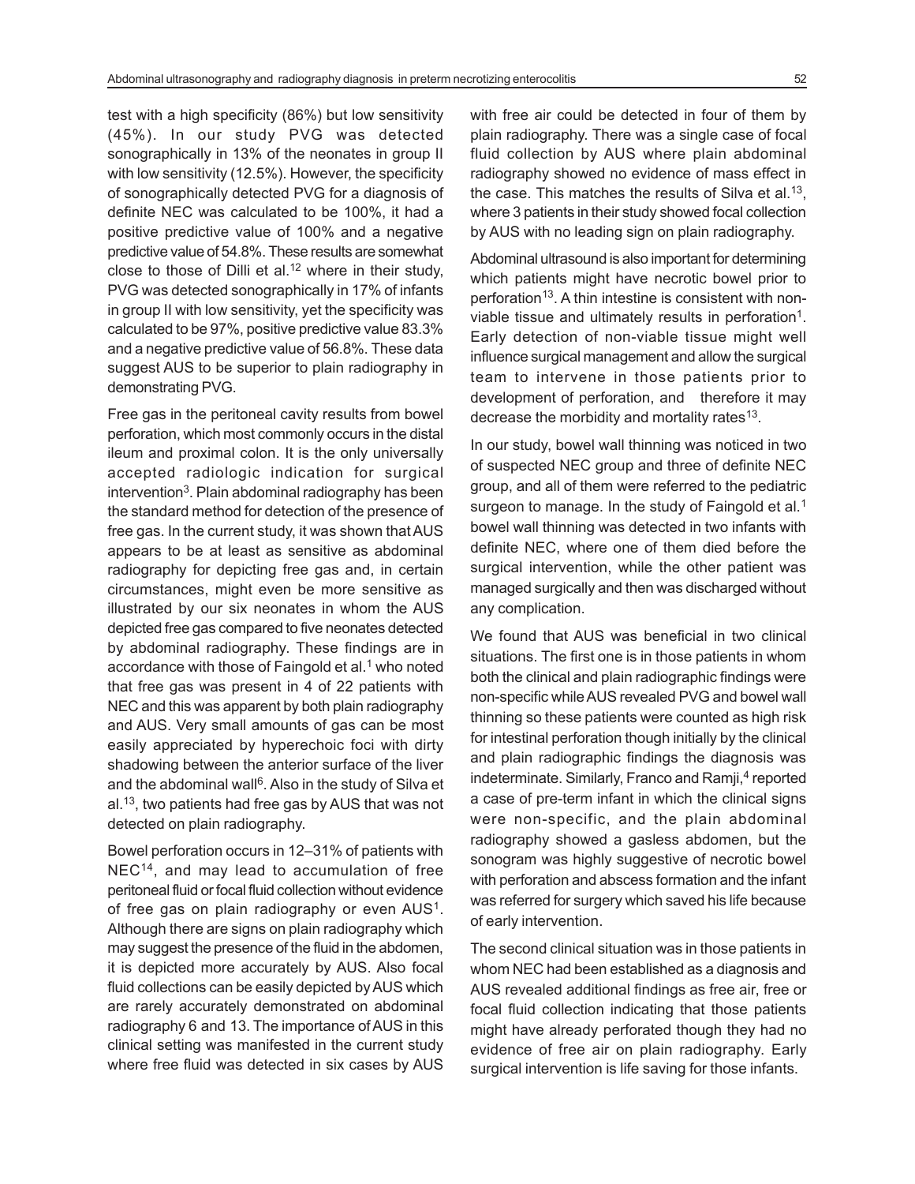test with a high specificity (86%) but low sensitivity (45%). In our study PVG was detected sonographically in 13% of the neonates in group II with low sensitivity (12.5%). However, the specificity of sonographically detected PVG for a diagnosis of definite NEC was calculated to be 100%, it had a positive predictive value of 100% and a negative predictive value of 54.8%. These results are somewhat close to those of Dilli et al.[12] where in their study, PVG was detected sonographically in 17% of infants in group II with low sensitivity, yet the specificity was calculated to be 97%, positive predictive value 83.3% and a negative predictive value of 56.8%. These data suggest AUS to be superior to plain radiography in demonstrating PVG.

Free gas in the peritoneal cavity results from bowel perforation, which most commonly occurs in the distal ileum and proximal colon. It is the only universally accepted radiologic indication for surgical intervention[3]. Plain abdominal radiography has been the standard method for detection of the presence of free gas. In the current study, it was shown that AUS appears to be at least as sensitive as abdominal radiography for depicting free gas and, in certain circumstances, might even be more sensitive as illustrated by our six neonates in whom the AUS depicted free gas compared to five neonates detected by abdominal radiography. These findings are in accordance with those of Faingold et al.[1] who noted that free gas was present in 4 of 22 patients with NEC and this was apparent by both plain radiography and AUS. Very small amounts of gas can be most easily appreciated by hyperechoic foci with dirty shadowing between the anterior surface of the liver and the abdominal wall[6]. Also in the study of Silva et al.[13], two patients had free gas by AUS that was not detected on plain radiography.

Bowel perforation occurs in 12–31% of patients with NEC[14], and may lead to accumulation of free peritoneal fluid or focal fluid collection without evidence of free gas on plain radiography or even AUS[1]. Although there are signs on plain radiography which may suggest the presence of the fluid in the abdomen, it is depicted more accurately by AUS. Also focal fluid collections can be easily depicted by AUS which are rarely accurately demonstrated on abdominal radiography 6 and 13. The importance of AUS in this clinical setting was manifested in the current study where free fluid was detected in six cases by AUS with free air could be detected in four of them by plain radiography. There was a single case of focal fluid collection by AUS where plain abdominal radiography showed no evidence of mass effect in the case. This matches the results of Silva et al.[13], where 3 patients in their study showed focal collection by AUS with no leading sign on plain radiography.

Abdominal ultrasound is also important for determining which patients might have necrotic bowel prior to perforation[13]. A thin intestine is consistent with non-viable tissue and ultimately results in perforation[1]. Early detection of non-viable tissue might well influence surgical management and allow the surgical team to intervene in those patients prior to development of perforation, and therefore it may decrease the morbidity and mortality rates[13].

In our study, bowel wall thinning was noticed in two of suspected NEC group and three of definite NEC group, and all of them were referred to the pediatric surgeon to manage. In the study of Faingold et al.[1] bowel wall thinning was detected in two infants with definite NEC, where one of them died before the surgical intervention, while the other patient was managed surgically and then was discharged without any complication.

We found that AUS was beneficial in two clinical situations. The first one is in those patients in whom both the clinical and plain radiographic findings were non-specific while AUS revealed PVG and bowel wall thinning so these patients were counted as high risk for intestinal perforation though initially by the clinical and plain radiographic findings the diagnosis was indeterminate. Similarly, Franco and Ramji,[4] reported a case of pre-term infant in which the clinical signs were non-specific, and the plain abdominal radiography showed a gasless abdomen, but the sonogram was highly suggestive of necrotic bowel with perforation and abscess formation and the infant was referred for surgery which saved his life because of early intervention.

The second clinical situation was in those patients in whom NEC had been established as a diagnosis and AUS revealed additional findings as free air, free or focal fluid collection indicating that those patients might have already perforated though they had no evidence of free air on plain radiography. Early surgical intervention is life saving for those infants.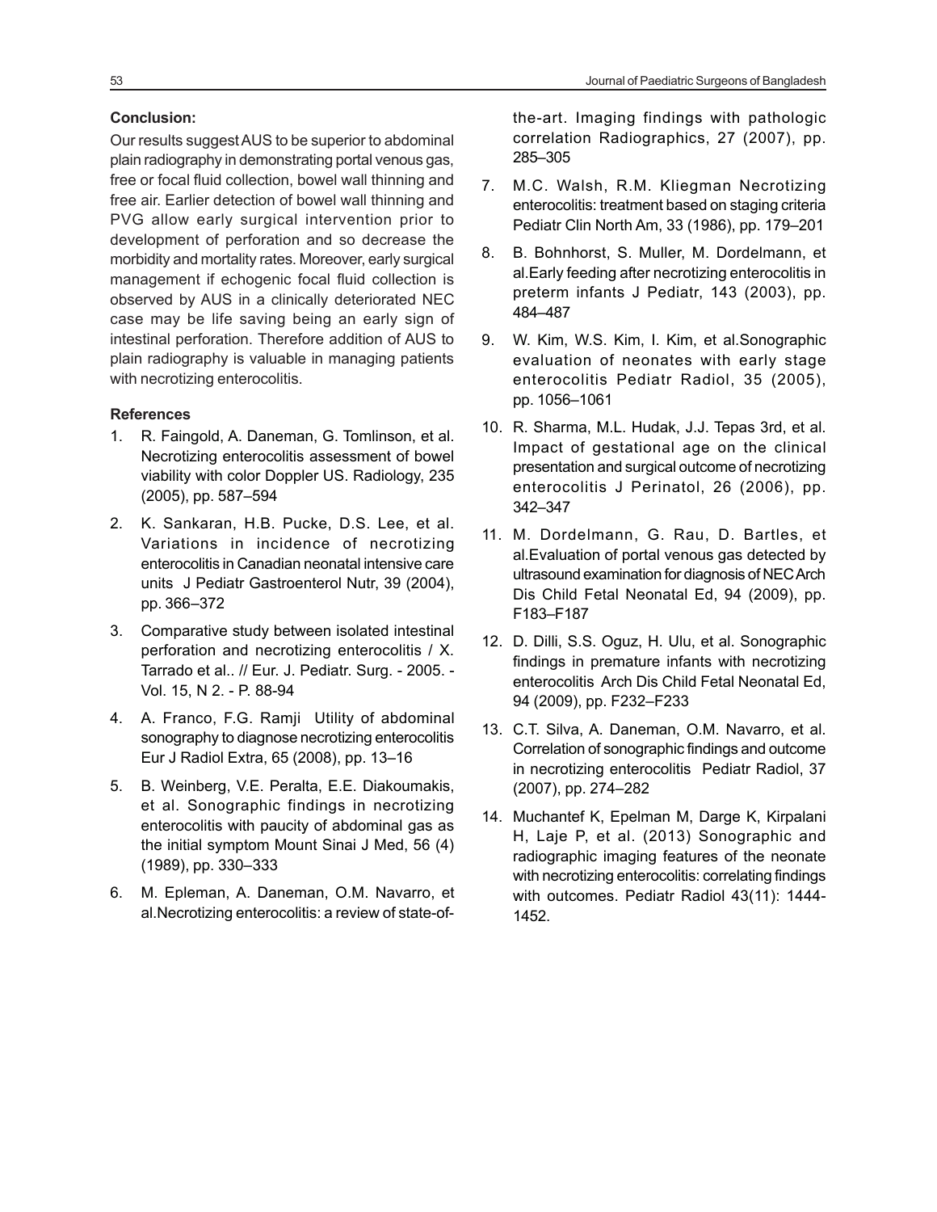**Conclusion:**

Our results suggest AUS to be superior to abdominal plain radiography in demonstrating portal venous gas, free or focal fluid collection, bowel wall thinning and free air. Earlier detection of bowel wall thinning and PVG allow early surgical intervention prior to development of perforation and so decrease the morbidity and mortality rates. Moreover, early surgical management if echogenic focal fluid collection is observed by AUS in a clinically deteriorated NEC case may be life saving being an early sign of intestinal perforation. Therefore addition of AUS to plain radiography is valuable in managing patients with necrotizing enterocolitis.

**References**

1. R. Faingold, A. Daneman, G. Tomlinson, et al. Necrotizing enterocolitis assessment of bowel viability with color Doppler US. Radiology, 235 (2005), pp. 587–594
2. K. Sankaran, H.B. Pucke, D.S. Lee, et al. Variations in incidence of necrotizing enterocolitis in Canadian neonatal intensive care units J Pediatr Gastroenterol Nutr, 39 (2004), pp. 366–372
3. Comparative study between isolated intestinal perforation and necrotizing enterocolitis / X. Tarrado et al.. // Eur. J. Pediatr. Surg. - 2005. - Vol. 15, N 2. - P. 88-94
4. A. Franco, F.G. Ramji Utility of abdominal sonography to diagnose necrotizing enterocolitis Eur J Radiol Extra, 65 (2008), pp. 13–16
5. B. Weinberg, V.E. Peralta, E.E. Diakoumakis, et al. Sonographic findings in necrotizing enterocolitis with paucity of abdominal gas as the initial symptom Mount Sinai J Med, 56 (4) (1989), pp. 330–333
6. M. Epleman, A. Daneman, O.M. Navarro, et al.Necrotizing enterocolitis: a review of state-of-the-art. Imaging findings with pathologic correlation Radiographics, 27 (2007), pp. 285–305
7. M.C. Walsh, R.M. Kliegman Necrotizing enterocolitis: treatment based on staging criteria Pediatr Clin North Am, 33 (1986), pp. 179–201
8. B. Bohnhorst, S. Muller, M. Dordelmann, et al.Early feeding after necrotizing enterocolitis in preterm infants J Pediatr, 143 (2003), pp. 484–487
9. W. Kim, W.S. Kim, I. Kim, et al.Sonographic evaluation of neonates with early stage enterocolitis Pediatr Radiol, 35 (2005), pp. 1056–1061
10. R. Sharma, M.L. Hudak, J.J. Tepas 3rd, et al. Impact of gestational age on the clinical presentation and surgical outcome of necrotizing enterocolitis J Perinatol, 26 (2006), pp. 342–347
11. M. Dordelmann, G. Rau, D. Bartles, et al.Evaluation of portal venous gas detected by ultrasound examination for diagnosis of NEC Arch Dis Child Fetal Neonatal Ed, 94 (2009), pp. F183–F187
12. D. Dilli, S.S. Oguz, H. Ulu, et al. Sonographic findings in premature infants with necrotizing enterocolitis Arch Dis Child Fetal Neonatal Ed, 94 (2009), pp. F232–F233
13. C.T. Silva, A. Daneman, O.M. Navarro, et al. Correlation of sonographic findings and outcome in necrotizing enterocolitis Pediatr Radiol, 37 (2007), pp. 274–282
14. Muchantef K, Epelman M, Darge K, Kirpalani H, Laje P, et al. (2013) Sonographic and radiographic imaging features of the neonate with necrotizing enterocolitis: correlating findings with outcomes. Pediatr Radiol 43(11): 1444-1452.